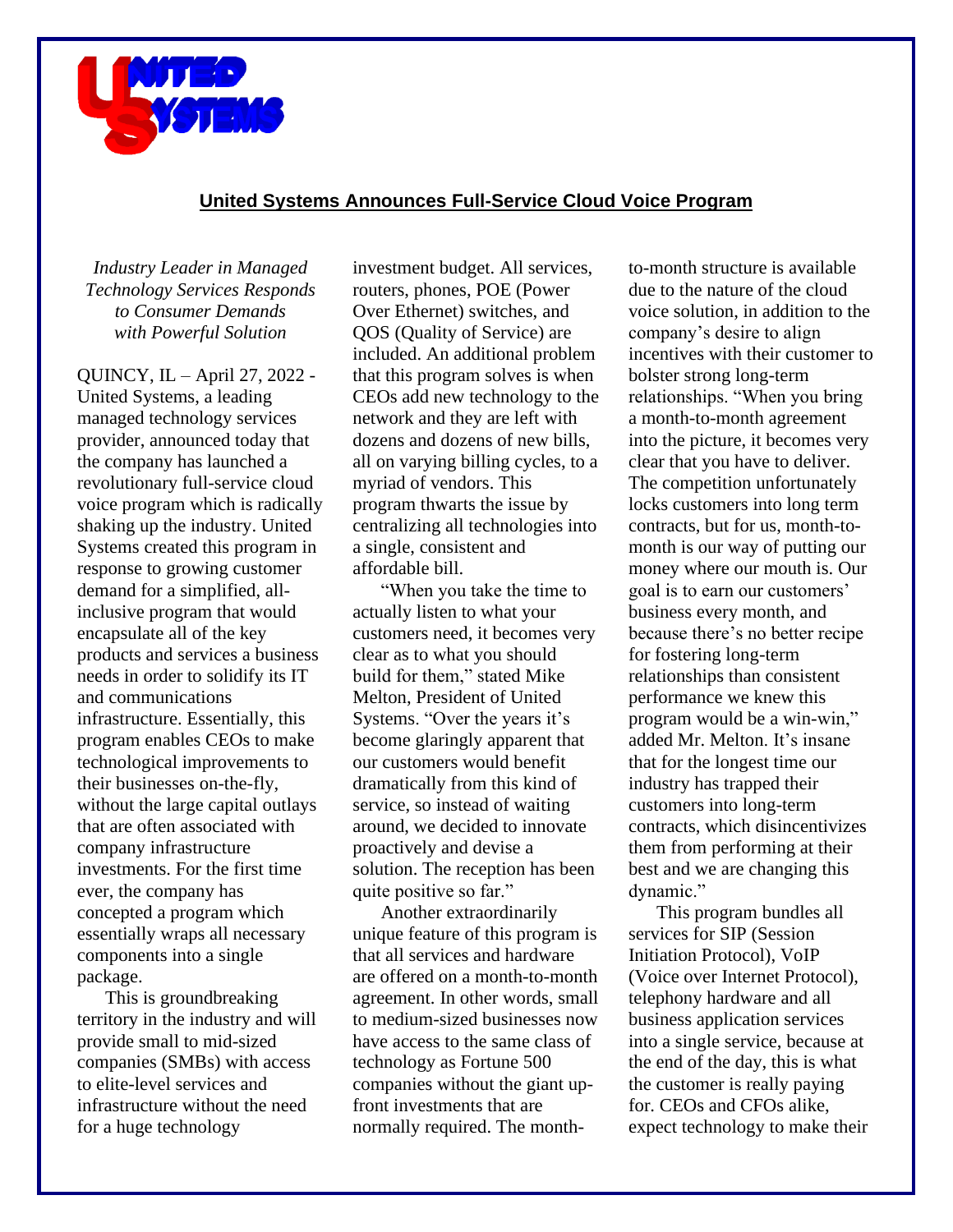# United Systems Announces Full-Service Cloud Voice Program

*Industry Leader in Managed Technology Services Responds to Consumer Demands with Powerful Solution*

QUINCY, IL – April 27, 2022 - United Systems, a leading managed technology services provider, announced today that the company has launched a revolutionary full-service cloud voice program which is radically shaking up the industry. United Systems created this program in response to growing customer demand for a simplified, all-inclusive program that would encapsulate all of the key products and services a business needs in order to solidify its IT and communications infrastructure. Essentially, this program enables CEOs to make technological improvements to their businesses on-the-fly, without the large capital outlays that are often associated with company infrastructure investments. For the first time ever, the company has concepted a program which essentially wraps all necessary components into a single package.

This is groundbreaking territory in the industry and will provide small to mid-sized companies (SMBs) with access to elite-level services and infrastructure without the need for a huge technology investment budget. All services, routers, phones, POE (Power Over Ethernet) switches, and QOS (Quality of Service) are included. An additional problem that this program solves is when CEOs add new technology to the network and they are left with dozens and dozens of new bills, all on varying billing cycles, to a myriad of vendors. This program thwarts the issue by centralizing all technologies into a single, consistent and affordable bill.

"When you take the time to actually listen to what your customers need, it becomes very clear as to what you should build for them," stated Mike Melton, President of United Systems. "Over the years it's become glaringly apparent that our customers would benefit dramatically from this kind of service, so instead of waiting around, we decided to innovate proactively and devise a solution. The reception has been quite positive so far."

Another extraordinarily unique feature of this program is that all services and hardware are offered on a month-to-month agreement. In other words, small to medium-sized businesses now have access to the same class of technology as Fortune 500 companies without the giant up-front investments that are normally required. The month-to-month structure is available due to the nature of the cloud voice solution, in addition to the company's desire to align incentives with their customer to bolster strong long-term relationships. "When you bring a month-to-month agreement into the picture, it becomes very clear that you have to deliver. The competition unfortunately locks customers into long term contracts, but for us, month-to-month is our way of putting our money where our mouth is. Our goal is to earn our customers' business every month, and because there's no better recipe for fostering long-term relationships than consistent performance we knew this program would be a win-win," added Mr. Melton. It's insane that for the longest time our industry has trapped their customers into long-term contracts, which disincentivizes them from performing at their best and we are changing this dynamic."

This program bundles all services for SIP (Session Initiation Protocol), VoIP (Voice over Internet Protocol), telephony hardware and all business application services into a single service, because at the end of the day, this is what the customer is really paying for. CEOs and CFOs alike, expect technology to make their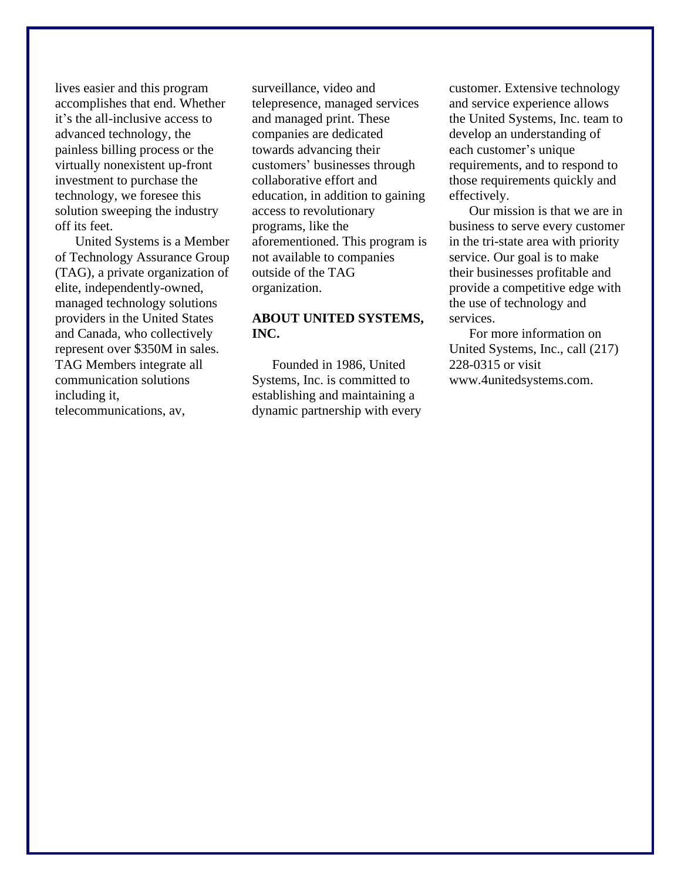lives easier and this program accomplishes that end. Whether it's the all-inclusive access to advanced technology, the painless billing process or the virtually nonexistent up-front investment to purchase the technology, we foresee this solution sweeping the industry off its feet.

United Systems is a Member of Technology Assurance Group (TAG), a private organization of elite, independently-owned, managed technology solutions providers in the United States and Canada, who collectively represent over $350M in sales. TAG Members integrate all communication solutions including it, telecommunications, av, surveillance, video and telepresence, managed services and managed print. These companies are dedicated towards advancing their customers' businesses through collaborative effort and education, in addition to gaining access to revolutionary programs, like the aforementioned. This program is not available to companies outside of the TAG organization.

**ABOUT UNITED SYSTEMS, INC.**

Founded in 1986, United Systems, Inc. is committed to establishing and maintaining a dynamic partnership with every customer. Extensive technology and service experience allows the United Systems, Inc. team to develop an understanding of each customer's unique requirements, and to respond to those requirements quickly and effectively.

Our mission is that we are in business to serve every customer in the tri-state area with priority service. Our goal is to make their businesses profitable and provide a competitive edge with the use of technology and services.

For more information on United Systems, Inc., call (217) 228-0315 or visit www.4unitedsystems.com.